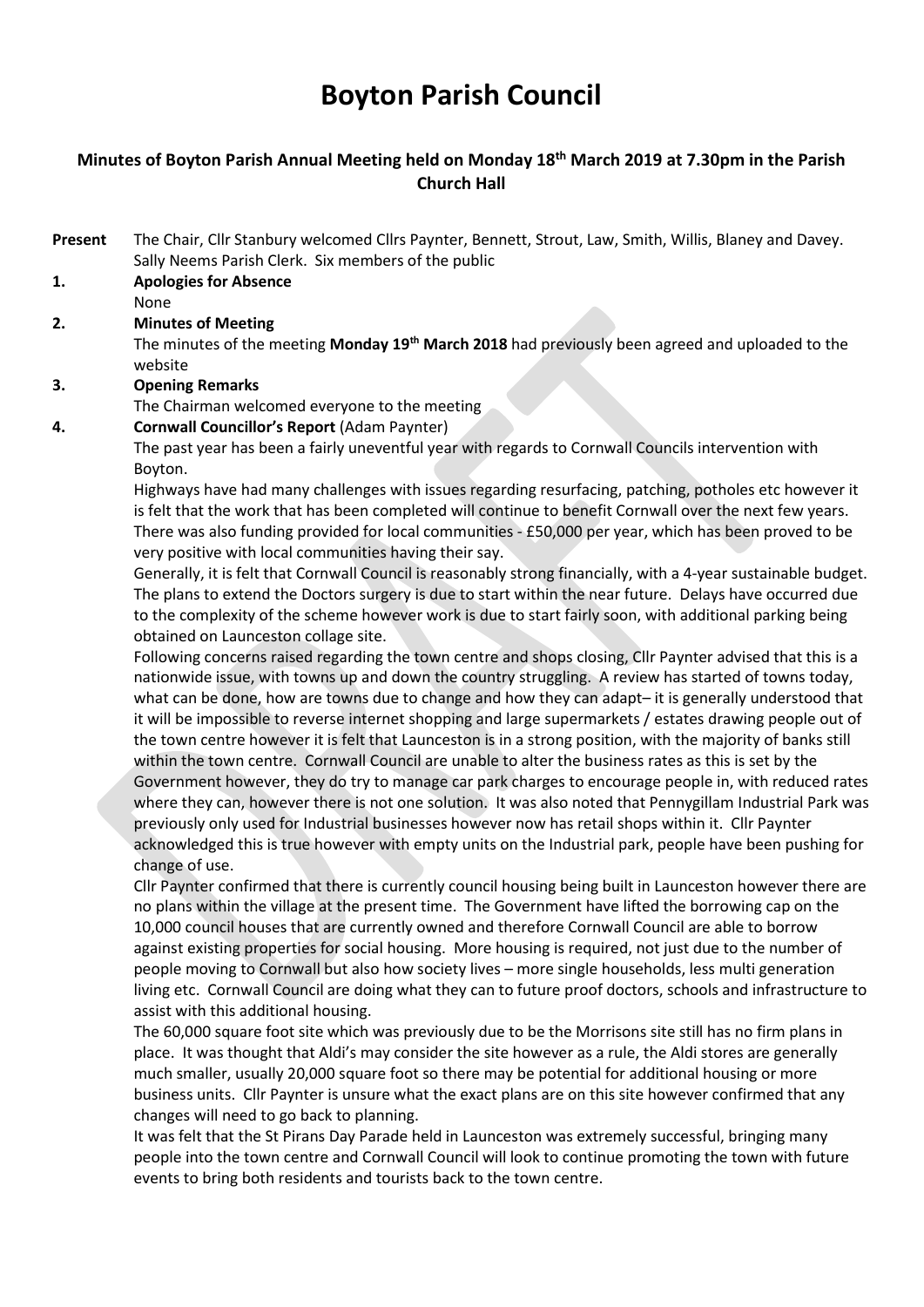# Boyton Parish Council

## Minutes of Boyton Parish Annual Meeting held on Monday 18th March 2019 at 7.30pm in the Parish Church Hall

**Present** The Chair, Cllr Stanbury welcomed Cllrs Paynter, Bennett, Strout, Law, Smith, Willis, Blaney and Davey. Sally Neems Parish Clerk. Six members of the public

**1. Apologies for Absence**

None

**2. Minutes of Meeting**

The minutes of the meeting **Monday 19th March 2018** had previously been agreed and uploaded to the website

**3. Opening Remarks**

The Chairman welcomed everyone to the meeting

**4. Cornwall Councillor's Report** (Adam Paynter)

The past year has been a fairly uneventful year with regards to Cornwall Councils intervention with Boyton.

Highways have had many challenges with issues regarding resurfacing, patching, potholes etc however it is felt that the work that has been completed will continue to benefit Cornwall over the next few years. There was also funding provided for local communities - £50,000 per year, which has been proved to be very positive with local communities having their say.

Generally, it is felt that Cornwall Council is reasonably strong financially, with a 4-year sustainable budget. The plans to extend the Doctors surgery is due to start within the near future. Delays have occurred due to the complexity of the scheme however work is due to start fairly soon, with additional parking being obtained on Launceston collage site.

Following concerns raised regarding the town centre and shops closing, Cllr Paynter advised that this is a nationwide issue, with towns up and down the country struggling. A review has started of towns today, what can be done, how are towns due to change and how they can adapt– it is generally understood that it will be impossible to reverse internet shopping and large supermarkets / estates drawing people out of the town centre however it is felt that Launceston is in a strong position, with the majority of banks still within the town centre. Cornwall Council are unable to alter the business rates as this is set by the Government however, they do try to manage car park charges to encourage people in, with reduced rates where they can, however there is not one solution. It was also noted that Pennygillam Industrial Park was previously only used for Industrial businesses however now has retail shops within it. Cllr Paynter acknowledged this is true however with empty units on the Industrial park, people have been pushing for change of use.

Cllr Paynter confirmed that there is currently council housing being built in Launceston however there are no plans within the village at the present time. The Government have lifted the borrowing cap on the 10,000 council houses that are currently owned and therefore Cornwall Council are able to borrow against existing properties for social housing. More housing is required, not just due to the number of people moving to Cornwall but also how society lives – more single households, less multi generation living etc. Cornwall Council are doing what they can to future proof doctors, schools and infrastructure to assist with this additional housing.

The 60,000 square foot site which was previously due to be the Morrisons site still has no firm plans in place. It was thought that Aldi's may consider the site however as a rule, the Aldi stores are generally much smaller, usually 20,000 square foot so there may be potential for additional housing or more business units. Cllr Paynter is unsure what the exact plans are on this site however confirmed that any changes will need to go back to planning.

It was felt that the St Pirans Day Parade held in Launceston was extremely successful, bringing many people into the town centre and Cornwall Council will look to continue promoting the town with future events to bring both residents and tourists back to the town centre.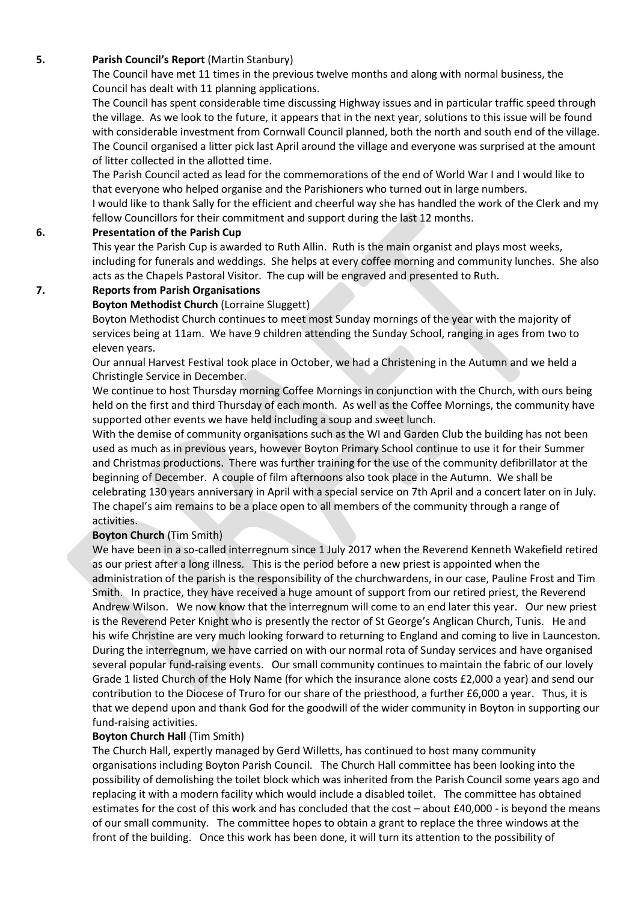**5. Parish Council's Report** (Martin Stanbury)

The Council have met 11 times in the previous twelve months and along with normal business, the Council has dealt with 11 planning applications.

The Council has spent considerable time discussing Highway issues and in particular traffic speed through the village. As we look to the future, it appears that in the next year, solutions to this issue will be found with considerable investment from Cornwall Council planned, both the north and south end of the village. The Council organised a litter pick last April around the village and everyone was surprised at the amount of litter collected in the allotted time.

The Parish Council acted as lead for the commemorations of the end of World War I and I would like to that everyone who helped organise and the Parishioners who turned out in large numbers.

I would like to thank Sally for the efficient and cheerful way she has handled the work of the Clerk and my fellow Councillors for their commitment and support during the last 12 months.

**6. Presentation of the Parish Cup**

This year the Parish Cup is awarded to Ruth Allin. Ruth is the main organist and plays most weeks, including for funerals and weddings. She helps at every coffee morning and community lunches. She also acts as the Chapels Pastoral Visitor. The cup will be engraved and presented to Ruth.

**7. Reports from Parish Organisations**

**Boyton Methodist Church** (Lorraine Sluggett)

Boyton Methodist Church continues to meet most Sunday mornings of the year with the majority of services being at 11am. We have 9 children attending the Sunday School, ranging in ages from two to eleven years.

Our annual Harvest Festival took place in October, we had a Christening in the Autumn and we held a Christingle Service in December.

We continue to host Thursday morning Coffee Mornings in conjunction with the Church, with ours being held on the first and third Thursday of each month. As well as the Coffee Mornings, the community have supported other events we have held including a soup and sweet lunch.

With the demise of community organisations such as the WI and Garden Club the building has not been used as much as in previous years, however Boyton Primary School continue to use it for their Summer and Christmas productions. There was further training for the use of the community defibrillator at the beginning of December. A couple of film afternoons also took place in the Autumn. We shall be celebrating 130 years anniversary in April with a special service on 7th April and a concert later on in July. The chapel's aim remains to be a place open to all members of the community through a range of activities.

**Boyton Church** (Tim Smith)

We have been in a so-called interregnum since 1 July 2017 when the Reverend Kenneth Wakefield retired as our priest after a long illness. This is the period before a new priest is appointed when the administration of the parish is the responsibility of the churchwardens, in our case, Pauline Frost and Tim Smith. In practice, they have received a huge amount of support from our retired priest, the Reverend Andrew Wilson. We now know that the interregnum will come to an end later this year. Our new priest is the Reverend Peter Knight who is presently the rector of St George's Anglican Church, Tunis. He and his wife Christine are very much looking forward to returning to England and coming to live in Launceston. During the interregnum, we have carried on with our normal rota of Sunday services and have organised several popular fund-raising events. Our small community continues to maintain the fabric of our lovely Grade 1 listed Church of the Holy Name (for which the insurance alone costs £2,000 a year) and send our contribution to the Diocese of Truro for our share of the priesthood, a further £6,000 a year. Thus, it is that we depend upon and thank God for the goodwill of the wider community in Boyton in supporting our fund-raising activities.

**Boyton Church Hall** (Tim Smith)

The Church Hall, expertly managed by Gerd Willetts, has continued to host many community organisations including Boyton Parish Council. The Church Hall committee has been looking into the possibility of demolishing the toilet block which was inherited from the Parish Council some years ago and replacing it with a modern facility which would include a disabled toilet. The committee has obtained estimates for the cost of this work and has concluded that the cost – about £40,000 - is beyond the means of our small community. The committee hopes to obtain a grant to replace the three windows at the front of the building. Once this work has been done, it will turn its attention to the possibility of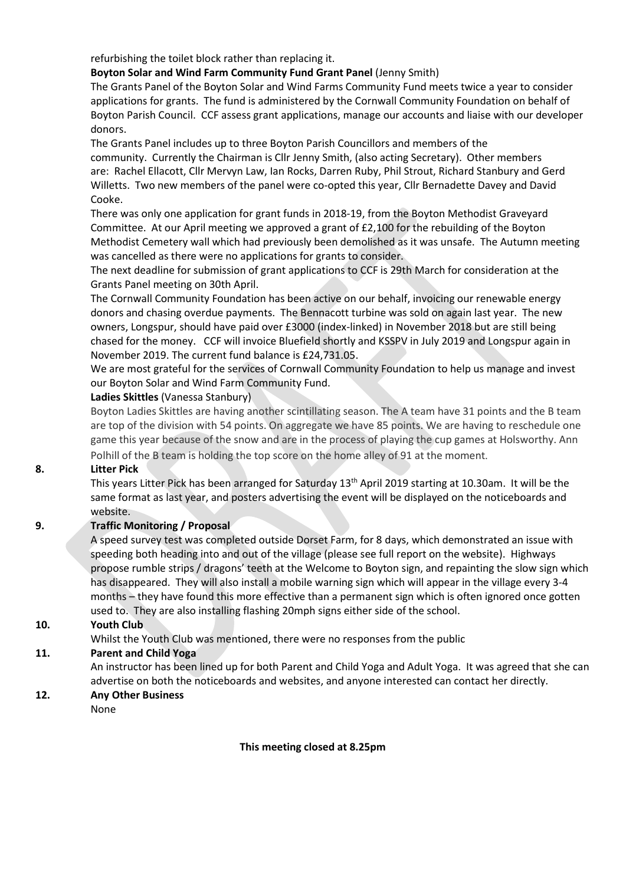refurbishing the toilet block rather than replacing it.

**Boyton Solar and Wind Farm Community Fund Grant Panel** (Jenny Smith)

The Grants Panel of the Boyton Solar and Wind Farms Community Fund meets twice a year to consider applications for grants. The fund is administered by the Cornwall Community Foundation on behalf of Boyton Parish Council. CCF assess grant applications, manage our accounts and liaise with our developer donors.

The Grants Panel includes up to three Boyton Parish Councillors and members of the community. Currently the Chairman is Cllr Jenny Smith, (also acting Secretary). Other members are: Rachel Ellacott, Cllr Mervyn Law, Ian Rocks, Darren Ruby, Phil Strout, Richard Stanbury and Gerd Willetts. Two new members of the panel were co-opted this year, Cllr Bernadette Davey and David Cooke.

There was only one application for grant funds in 2018-19, from the Boyton Methodist Graveyard Committee. At our April meeting we approved a grant of £2,100 for the rebuilding of the Boyton Methodist Cemetery wall which had previously been demolished as it was unsafe. The Autumn meeting was cancelled as there were no applications for grants to consider.

The next deadline for submission of grant applications to CCF is 29th March for consideration at the Grants Panel meeting on 30th April.

The Cornwall Community Foundation has been active on our behalf, invoicing our renewable energy donors and chasing overdue payments. The Bennacott turbine was sold on again last year. The new owners, Longspur, should have paid over £3000 (index-linked) in November 2018 but are still being chased for the money. CCF will invoice Bluefield shortly and KSSPV in July 2019 and Longspur again in November 2019. The current fund balance is £24,731.05.

We are most grateful for the services of Cornwall Community Foundation to help us manage and invest our Boyton Solar and Wind Farm Community Fund.

**Ladies Skittles** (Vanessa Stanbury)

Boyton Ladies Skittles are having another scintillating season. The A team have 31 points and the B team are top of the division with 54 points. On aggregate we have 85 points. We are having to reschedule one game this year because of the snow and are in the process of playing the cup games at Holsworthy. Ann Polhill of the B team is holding the top score on the home alley of 91 at the moment.

**8. Litter Pick**

This years Litter Pick has been arranged for Saturday 13th April 2019 starting at 10.30am. It will be the same format as last year, and posters advertising the event will be displayed on the noticeboards and website.

**9. Traffic Monitoring / Proposal**

A speed survey test was completed outside Dorset Farm, for 8 days, which demonstrated an issue with speeding both heading into and out of the village (please see full report on the website). Highways propose rumble strips / dragons' teeth at the Welcome to Boyton sign, and repainting the slow sign which has disappeared. They will also install a mobile warning sign which will appear in the village every 3-4 months – they have found this more effective than a permanent sign which is often ignored once gotten used to. They are also installing flashing 20mph signs either side of the school.

**10. Youth Club**

Whilst the Youth Club was mentioned, there were no responses from the public

**11. Parent and Child Yoga**

An instructor has been lined up for both Parent and Child Yoga and Adult Yoga. It was agreed that she can advertise on both the noticeboards and websites, and anyone interested can contact her directly.

**12. Any Other Business**

None

**This meeting closed at 8.25pm**